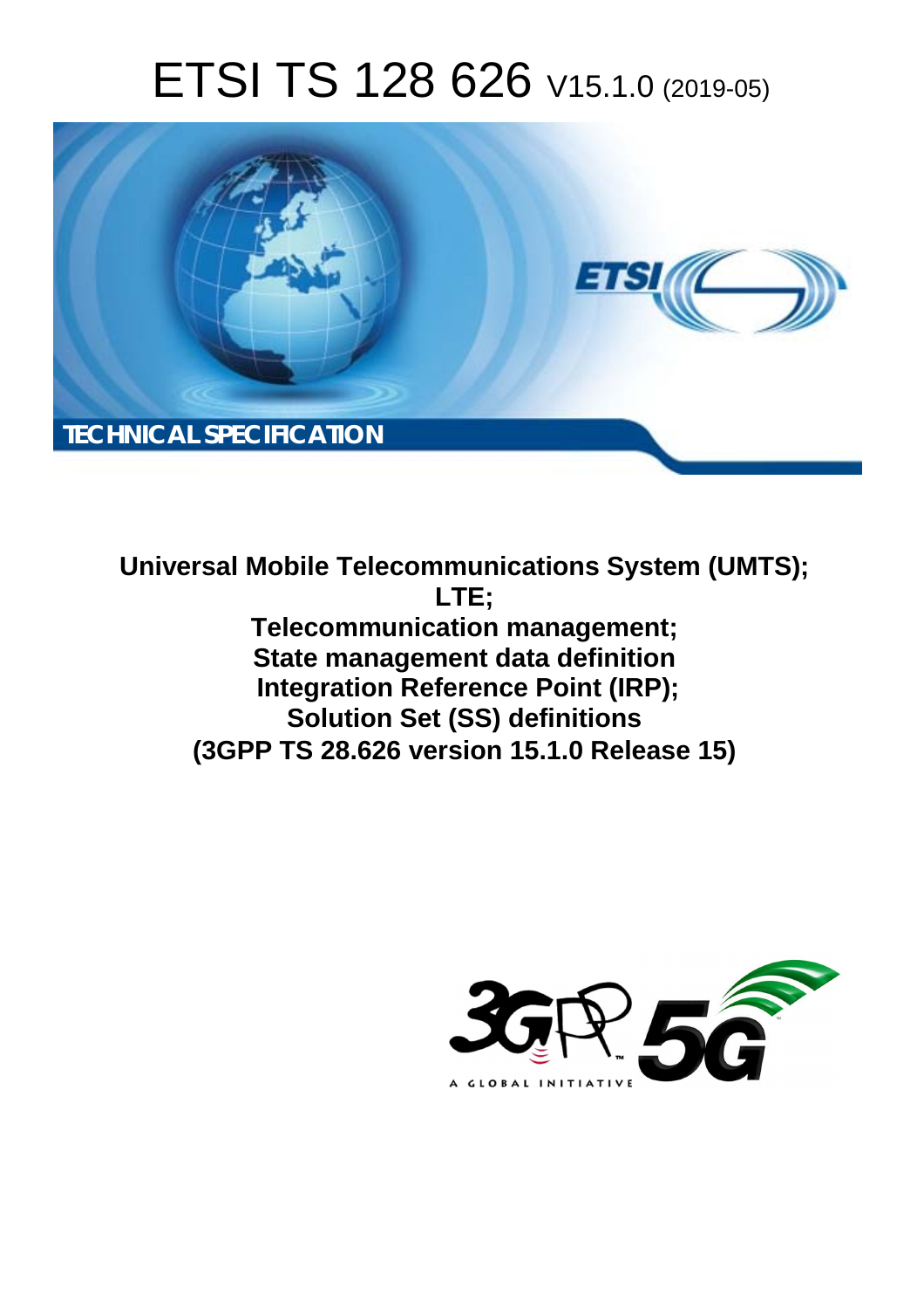# ETSI TS 128 626 V15.1.0 (2019-05)

TECHNICAL SPECIFICATION

**Universal Mobile Telecommunications System (UMTS); LTE; Telecommunication management; State management data definition Integration Reference Point (IRP); Solution Set (SS) definitions (3GPP TS 28.626 version 15.1.0 Release 15)**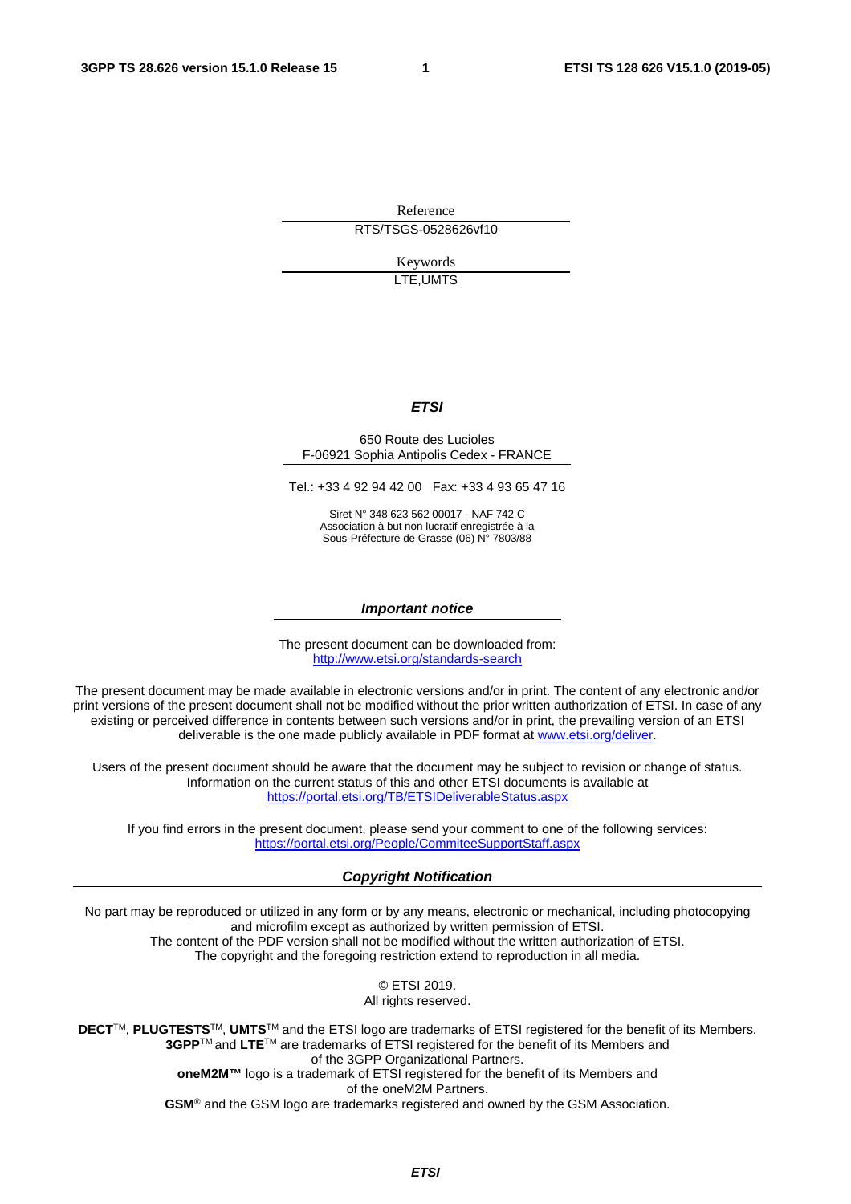Reference

RTS/TSGS-0528626vf10

Keywords

LTE,UMTS

***ETSI***

650 Route des Lucioles
F-06921 Sophia Antipolis Cedex - FRANCE

Tel.: +33 4 92 94 42 00 Fax: +33 4 93 65 47 16

Siret N° 348 623 562 00017 - NAF 742 C
Association à but non lucratif enregistrée à la
Sous-Préfecture de Grasse (06) N° 7803/88

***Important notice***

The present document can be downloaded from:
http://www.etsi.org/standards-search

The present document may be made available in electronic versions and/or in print. The content of any electronic and/or print versions of the present document shall not be modified without the prior written authorization of ETSI. In case of any existing or perceived difference in contents between such versions and/or in print, the prevailing version of an ETSI deliverable is the one made publicly available in PDF format at www.etsi.org/deliver.

Users of the present document should be aware that the document may be subject to revision or change of status. Information on the current status of this and other ETSI documents is available at https://portal.etsi.org/TB/ETSIDeliverableStatus.aspx

If you find errors in the present document, please send your comment to one of the following services:
https://portal.etsi.org/People/CommiteeSupportStaff.aspx

***Copyright Notification***

No part may be reproduced or utilized in any form or by any means, electronic or mechanical, including photocopying and microfilm except as authorized by written permission of ETSI.
The content of the PDF version shall not be modified without the written authorization of ETSI.
The copyright and the foregoing restriction extend to reproduction in all media.

© ETSI 2019.
All rights reserved.

**DECT**TM, **PLUGTESTS**TM, **UMTS**TM and the ETSI logo are trademarks of ETSI registered for the benefit of its Members.
**3GPP**TM and **LTE**TM are trademarks of ETSI registered for the benefit of its Members and of the 3GPP Organizational Partners.
**oneM2M™** logo is a trademark of ETSI registered for the benefit of its Members and of the oneM2M Partners.
**GSM**® and the GSM logo are trademarks registered and owned by the GSM Association.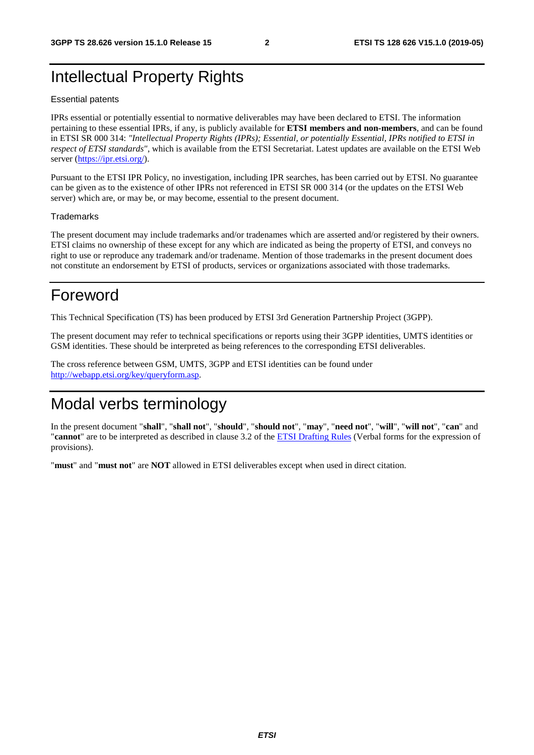# Intellectual Property Rights

Essential patents

IPRs essential or potentially essential to normative deliverables may have been declared to ETSI. The information pertaining to these essential IPRs, if any, is publicly available for **ETSI members and non-members**, and can be found in ETSI SR 000 314: *"Intellectual Property Rights (IPRs); Essential, or potentially Essential, IPRs notified to ETSI in respect of ETSI standards"*, which is available from the ETSI Secretariat. Latest updates are available on the ETSI Web server (https://ipr.etsi.org/).

Pursuant to the ETSI IPR Policy, no investigation, including IPR searches, has been carried out by ETSI. No guarantee can be given as to the existence of other IPRs not referenced in ETSI SR 000 314 (or the updates on the ETSI Web server) which are, or may be, or may become, essential to the present document.

Trademarks

The present document may include trademarks and/or tradenames which are asserted and/or registered by their owners. ETSI claims no ownership of these except for any which are indicated as being the property of ETSI, and conveys no right to use or reproduce any trademark and/or tradename. Mention of those trademarks in the present document does not constitute an endorsement by ETSI of products, services or organizations associated with those trademarks.

# Foreword

This Technical Specification (TS) has been produced by ETSI 3rd Generation Partnership Project (3GPP).

The present document may refer to technical specifications or reports using their 3GPP identities, UMTS identities or GSM identities. These should be interpreted as being references to the corresponding ETSI deliverables.

The cross reference between GSM, UMTS, 3GPP and ETSI identities can be found under http://webapp.etsi.org/key/queryform.asp.

# Modal verbs terminology

In the present document "**shall**", "**shall not**", "**should**", "**should not**", "**may**", "**need not**", "**will**", "**will not**", "**can**" and "**cannot**" are to be interpreted as described in clause 3.2 of the ETSI Drafting Rules (Verbal forms for the expression of provisions).

"**must**" and "**must not**" are **NOT** allowed in ETSI deliverables except when used in direct citation.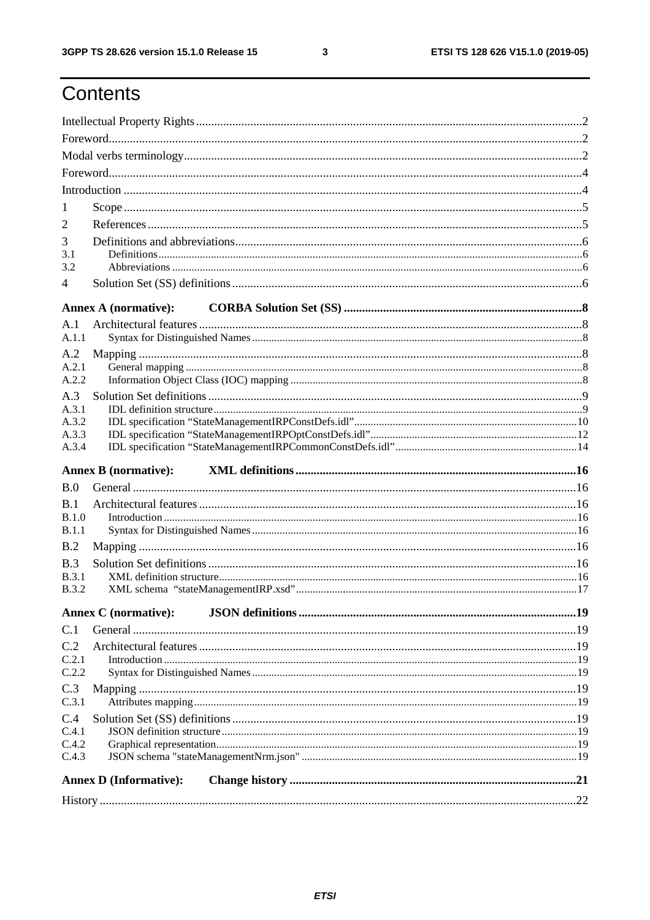# Contents

Intellectual Property Rights ..... 2
Foreword ..... 2
Modal verbs terminology ..... 2
Foreword ..... 4
Introduction ..... 4
1 Scope ..... 5
2 References ..... 5
3 Definitions and abbreviations ..... 6
3.1 Definitions ..... 6
3.2 Abbreviations ..... 6
4 Solution Set (SS) definitions ..... 6

**Annex A (normative): CORBA Solution Set (SS) ..... 8**

A.1 Architectural features ..... 8
A.1.1 Syntax for Distinguished Names ..... 8
A.2 Mapping ..... 8
A.2.1 General mapping ..... 8
A.2.2 Information Object Class (IOC) mapping ..... 8
A.3 Solution Set definitions ..... 9
A.3.1 IDL definition structure ..... 9
A.3.2 IDL specification "StateManagementIRPConstDefs.idl" ..... 10
A.3.3 IDL specification "StateManagementIRPOptConstDefs.idl" ..... 12
A.3.4 IDL specification "StateManagementIRPCommonConstDefs.idl" ..... 14

**Annex B (normative): XML definitions ..... 16**

B.0 General ..... 16
B.1 Architectural features ..... 16
B.1.0 Introduction ..... 16
B.1.1 Syntax for Distinguished Names ..... 16
B.2 Mapping ..... 16
B.3 Solution Set definitions ..... 16
B.3.1 XML definition structure ..... 16
B.3.2 XML schema "stateManagementIRP.xsd" ..... 17

**Annex C (normative): JSON definitions ..... 19**

C.1 General ..... 19
C.2 Architectural features ..... 19
C.2.1 Introduction ..... 19
C.2.2 Syntax for Distinguished Names ..... 19
C.3 Mapping ..... 19
C.3.1 Attributes mapping ..... 19
C.4 Solution Set (SS) definitions ..... 19
C.4.1 JSON definition structure ..... 19
C.4.2 Graphical representation ..... 19
C.4.3 JSON schema "stateManagementNrm.json" ..... 19

**Annex D (Informative): Change history ..... 21**

History ..... 22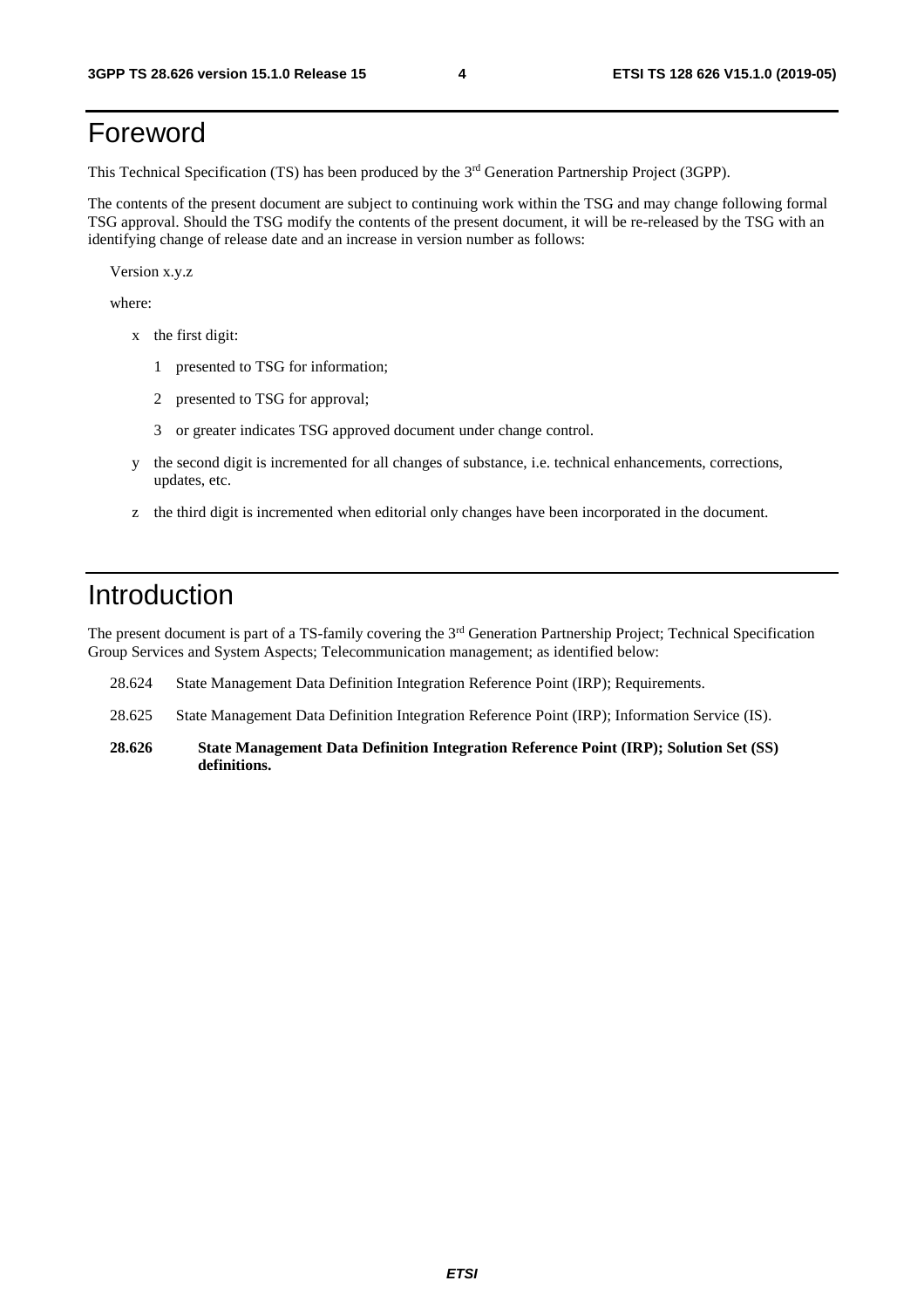# Foreword

This Technical Specification (TS) has been produced by the 3rd Generation Partnership Project (3GPP).

The contents of the present document are subject to continuing work within the TSG and may change following formal TSG approval. Should the TSG modify the contents of the present document, it will be re-released by the TSG with an identifying change of release date and an increase in version number as follows:

Version x.y.z

where:

- x the first digit:
  - 1 presented to TSG for information;
  - 2 presented to TSG for approval;
  - 3 or greater indicates TSG approved document under change control.
- y the second digit is incremented for all changes of substance, i.e. technical enhancements, corrections, updates, etc.
- z the third digit is incremented when editorial only changes have been incorporated in the document.

# Introduction

The present document is part of a TS-family covering the 3rd Generation Partnership Project; Technical Specification Group Services and System Aspects; Telecommunication management; as identified below:

28.624 State Management Data Definition Integration Reference Point (IRP); Requirements.

28.625 State Management Data Definition Integration Reference Point (IRP); Information Service (IS).

**28.626 State Management Data Definition Integration Reference Point (IRP); Solution Set (SS) definitions.**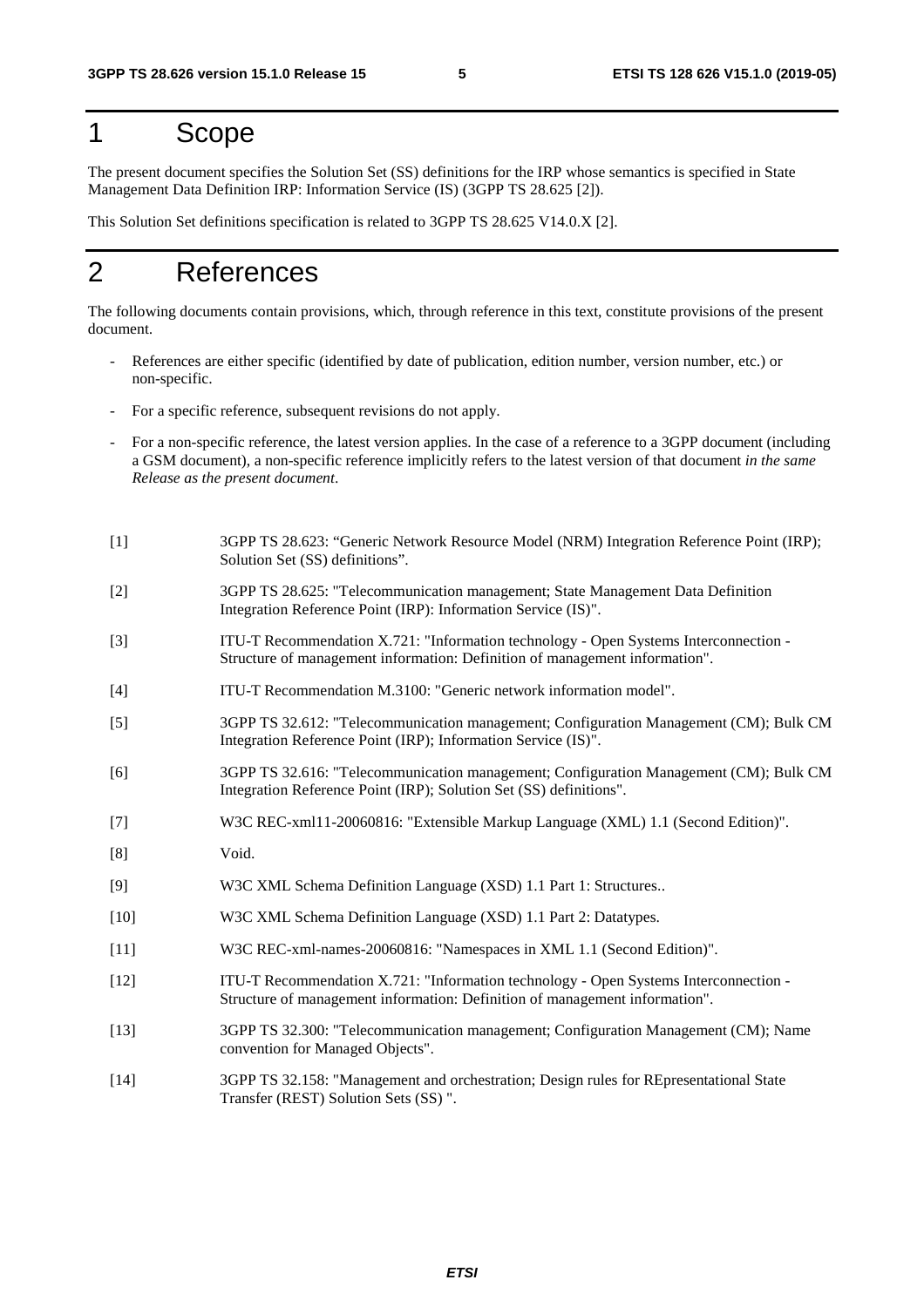# 1 Scope

The present document specifies the Solution Set (SS) definitions for the IRP whose semantics is specified in State Management Data Definition IRP: Information Service (IS) (3GPP TS 28.625 [2]).

This Solution Set definitions specification is related to 3GPP TS 28.625 V14.0.X [2].

# 2 References

The following documents contain provisions, which, through reference in this text, constitute provisions of the present document.

- References are either specific (identified by date of publication, edition number, version number, etc.) or non-specific.
- For a specific reference, subsequent revisions do not apply.
- For a non-specific reference, the latest version applies. In the case of a reference to a 3GPP document (including a GSM document), a non-specific reference implicitly refers to the latest version of that document *in the same Release as the present document*.

[1] 3GPP TS 28.623: “Generic Network Resource Model (NRM) Integration Reference Point (IRP); Solution Set (SS) definitions”.

[2] 3GPP TS 28.625: "Telecommunication management; State Management Data Definition Integration Reference Point (IRP): Information Service (IS)".

[3] ITU-T Recommendation X.721: "Information technology - Open Systems Interconnection - Structure of management information: Definition of management information".

[4] ITU-T Recommendation M.3100: "Generic network information model".

[5] 3GPP TS 32.612: "Telecommunication management; Configuration Management (CM); Bulk CM Integration Reference Point (IRP); Information Service (IS)".

[6] 3GPP TS 32.616: "Telecommunication management; Configuration Management (CM); Bulk CM Integration Reference Point (IRP); Solution Set (SS) definitions".

[7] W3C REC-xml11-20060816: "Extensible Markup Language (XML) 1.1 (Second Edition)".

[8] Void.

[9] W3C XML Schema Definition Language (XSD) 1.1 Part 1: Structures..

[10] W3C XML Schema Definition Language (XSD) 1.1 Part 2: Datatypes.

[11] W3C REC-xml-names-20060816: "Namespaces in XML 1.1 (Second Edition)".

[12] ITU-T Recommendation X.721: "Information technology - Open Systems Interconnection - Structure of management information: Definition of management information".

[13] 3GPP TS 32.300: "Telecommunication management; Configuration Management (CM); Name convention for Managed Objects".

[14] 3GPP TS 32.158: "Management and orchestration; Design rules for REpresentational State Transfer (REST) Solution Sets (SS) ".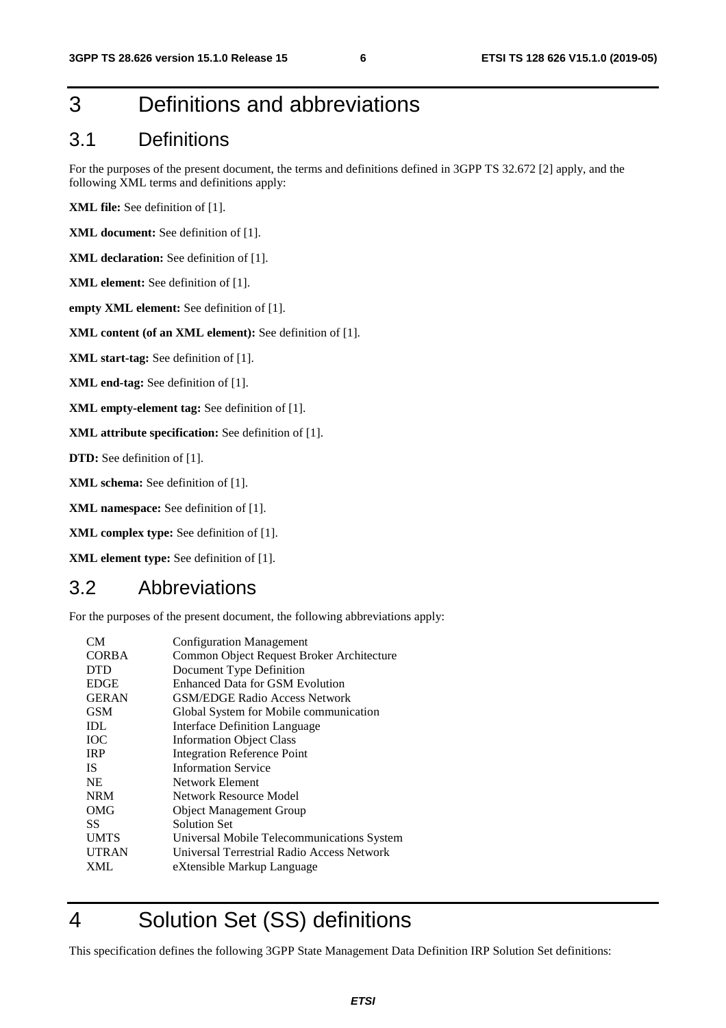# 3 Definitions and abbreviations

## 3.1 Definitions

For the purposes of the present document, the terms and definitions defined in 3GPP TS 32.672 [2] apply, and the following XML terms and definitions apply:

**XML file:** See definition of [1].

**XML document:** See definition of [1].

**XML declaration:** See definition of [1].

**XML element:** See definition of [1].

**empty XML element:** See definition of [1].

**XML content (of an XML element):** See definition of [1].

**XML start-tag:** See definition of [1].

**XML end-tag:** See definition of [1].

**XML empty-element tag:** See definition of [1].

**XML attribute specification:** See definition of [1].

**DTD:** See definition of [1].

**XML schema:** See definition of [1].

**XML namespace:** See definition of [1].

**XML complex type:** See definition of [1].

**XML element type:** See definition of [1].

## 3.2 Abbreviations

For the purposes of the present document, the following abbreviations apply:

| | |
|---|---|
| CM | Configuration Management |
| CORBA | Common Object Request Broker Architecture |
| DTD | Document Type Definition |
| EDGE | Enhanced Data for GSM Evolution |
| GERAN | GSM/EDGE Radio Access Network |
| GSM | Global System for Mobile communication |
| IDL | Interface Definition Language |
| IOC | Information Object Class |
| IRP | Integration Reference Point |
| IS | Information Service |
| NE | Network Element |
| NRM | Network Resource Model |
| OMG | Object Management Group |
| SS | Solution Set |
| UMTS | Universal Mobile Telecommunications System |
| UTRAN | Universal Terrestrial Radio Access Network |
| XML | eXtensible Markup Language |

# 4 Solution Set (SS) definitions

This specification defines the following 3GPP State Management Data Definition IRP Solution Set definitions: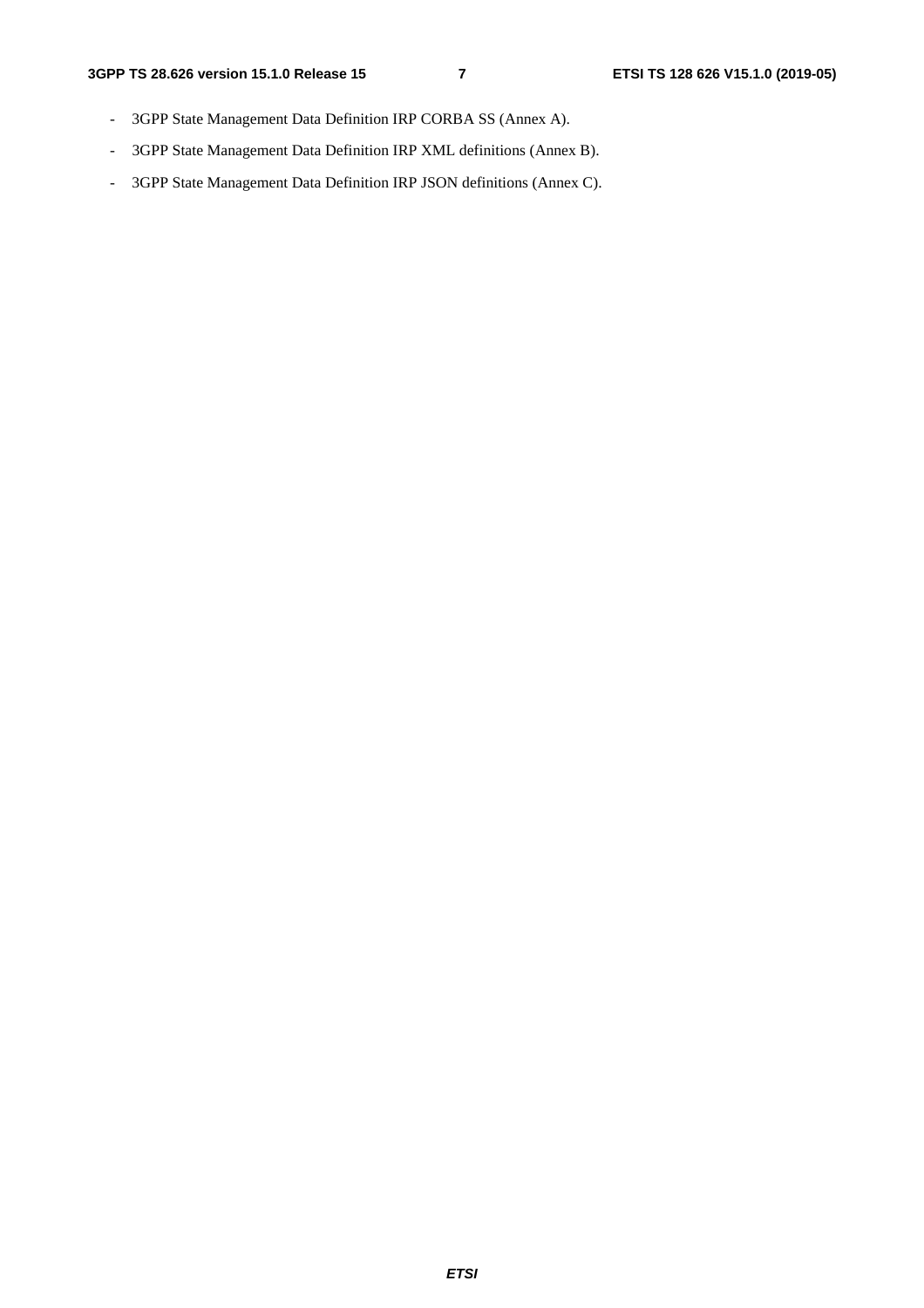- 3GPP State Management Data Definition IRP CORBA SS (Annex A).
- 3GPP State Management Data Definition IRP XML definitions (Annex B).
- 3GPP State Management Data Definition IRP JSON definitions (Annex C).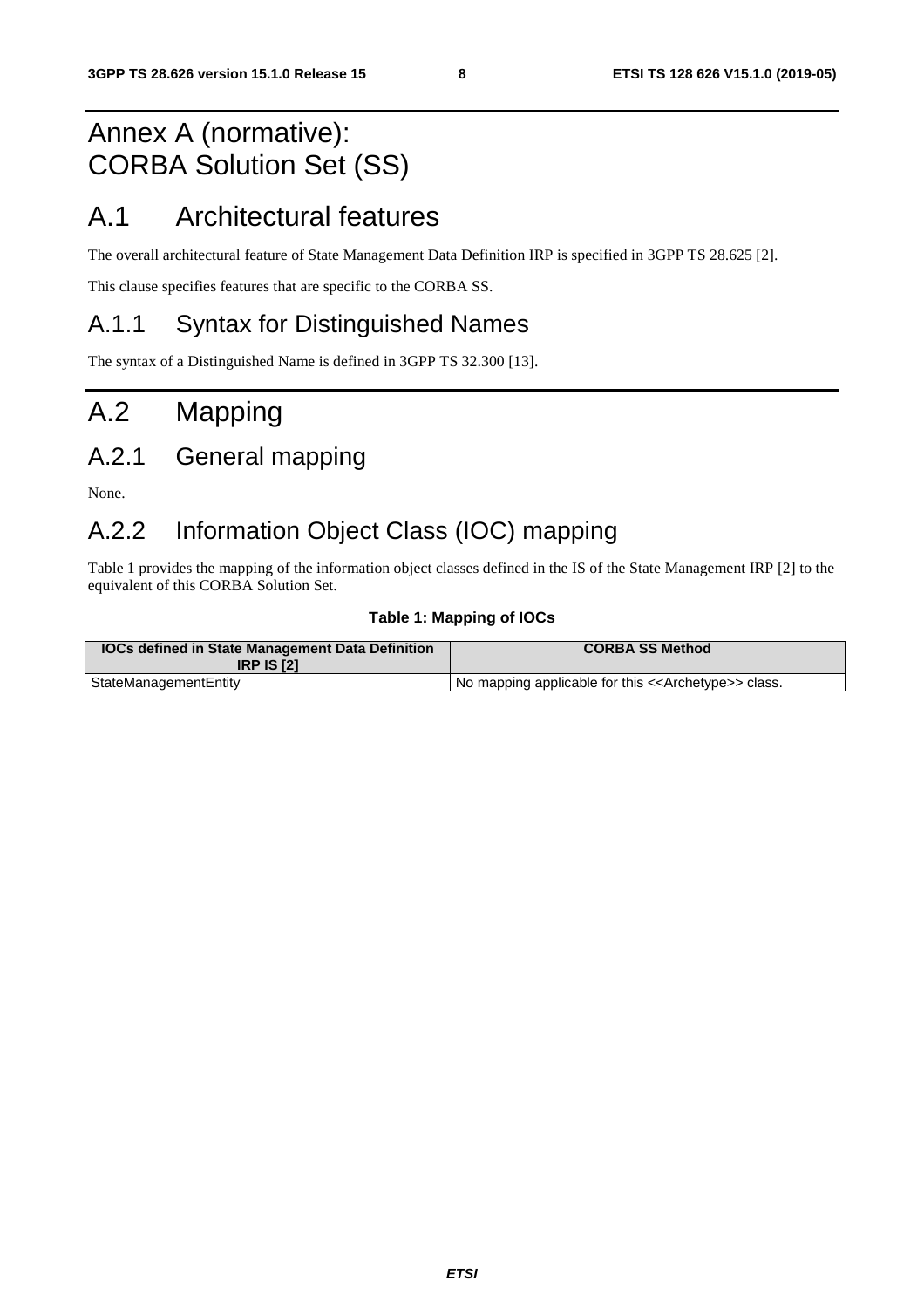# Annex A (normative): CORBA Solution Set (SS)

# A.1 Architectural features

The overall architectural feature of State Management Data Definition IRP is specified in 3GPP TS 28.625 [2].

This clause specifies features that are specific to the CORBA SS.

## A.1.1 Syntax for Distinguished Names

The syntax of a Distinguished Name is defined in 3GPP TS 32.300 [13].

# A.2 Mapping

## A.2.1 General mapping

None.

## A.2.2 Information Object Class (IOC) mapping

Table 1 provides the mapping of the information object classes defined in the IS of the State Management IRP [2] to the equivalent of this CORBA Solution Set.

**Table 1: Mapping of IOCs**

| IOCs defined in State Management Data Definition IRP IS [2] | CORBA SS Method |
| --- | --- |
| StateManagementEntity | No mapping applicable for this <<Archetype>> class. |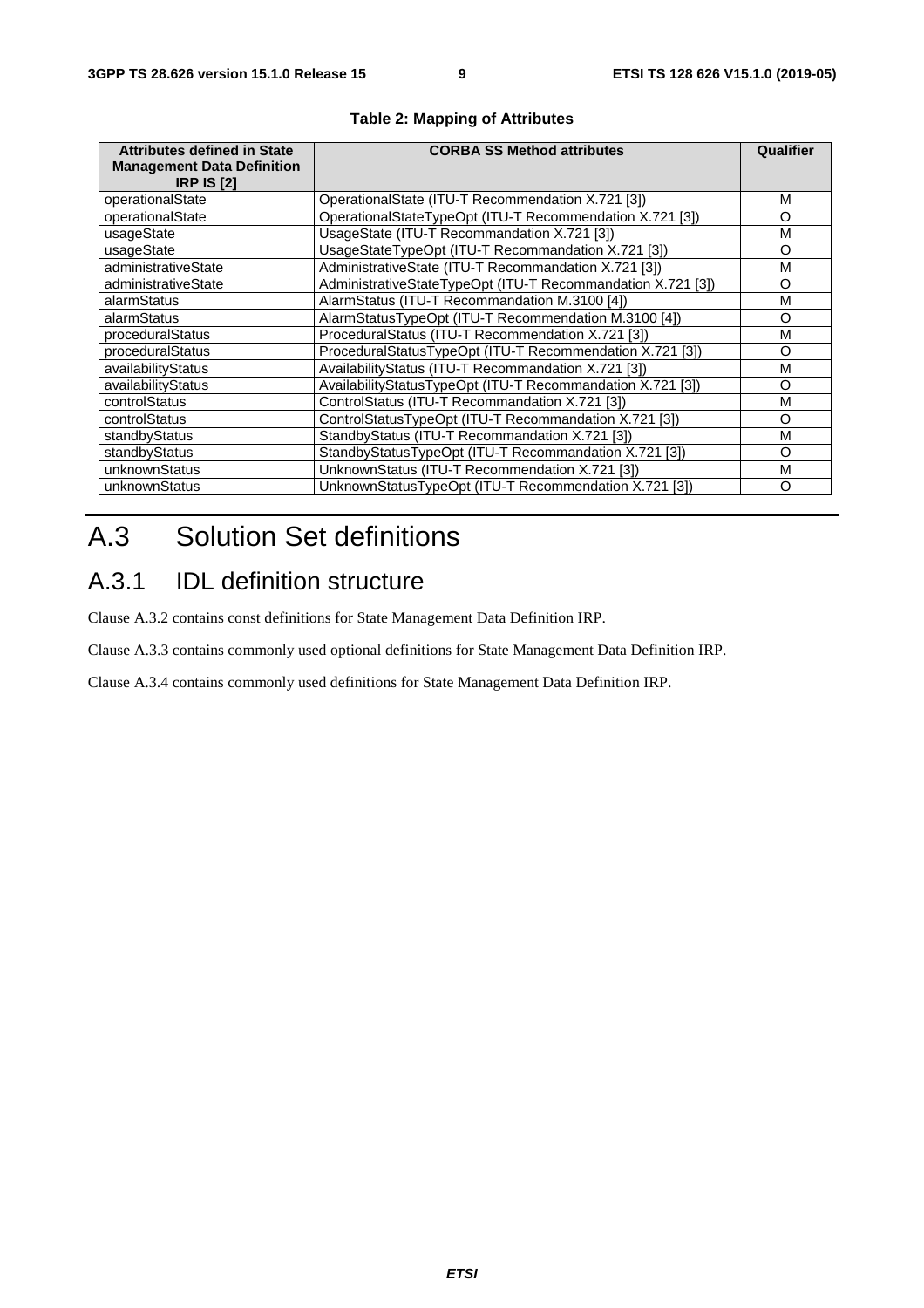**Table 2: Mapping of Attributes**

| Attributes defined in State Management Data Definition IRP IS [2] | CORBA SS Method attributes | Qualifier |
| --- | --- | --- |
| operationalState | OperationalState (ITU-T Recommendation X.721 [3]) | M |
| operationalState | OperationalStateTypeOpt (ITU-T Recommendation X.721 [3]) | O |
| usageState | UsageState (ITU-T Recommandation X.721 [3]) | M |
| usageState | UsageStateTypeOpt (ITU-T Recommandation X.721 [3]) | O |
| administrativeState | AdministrativeState (ITU-T Recommandation X.721 [3]) | M |
| administrativeState | AdministrativeStateTypeOpt (ITU-T Recommandation X.721 [3]) | O |
| alarmStatus | AlarmStatus (ITU-T Recommandation M.3100 [4]) | M |
| alarmStatus | AlarmStatusTypeOpt (ITU-T Recommendation M.3100 [4]) | O |
| proceduralStatus | ProceduralStatus (ITU-T Recommendation X.721 [3]) | M |
| proceduralStatus | ProceduralStatusTypeOpt (ITU-T Recommendation X.721 [3]) | O |
| availabilityStatus | AvailabilityStatus (ITU-T Recommandation X.721 [3]) | M |
| availabilityStatus | AvailabilityStatusTypeOpt (ITU-T Recommandation X.721 [3]) | O |
| controlStatus | ControlStatus (ITU-T Recommandation X.721 [3]) | M |
| controlStatus | ControlStatusTypeOpt (ITU-T Recommandation X.721 [3]) | O |
| standbyStatus | StandbyStatus (ITU-T Recommandation X.721 [3]) | M |
| standbyStatus | StandbyStatusTypeOpt (ITU-T Recommandation X.721 [3]) | O |
| unknownStatus | UnknownStatus (ITU-T Recommendation X.721 [3]) | M |
| unknownStatus | UnknownStatusTypeOpt (ITU-T Recommendation X.721 [3]) | O |

# A.3 Solution Set definitions

## A.3.1 IDL definition structure

Clause A.3.2 contains const definitions for State Management Data Definition IRP.

Clause A.3.3 contains commonly used optional definitions for State Management Data Definition IRP.

Clause A.3.4 contains commonly used definitions for State Management Data Definition IRP.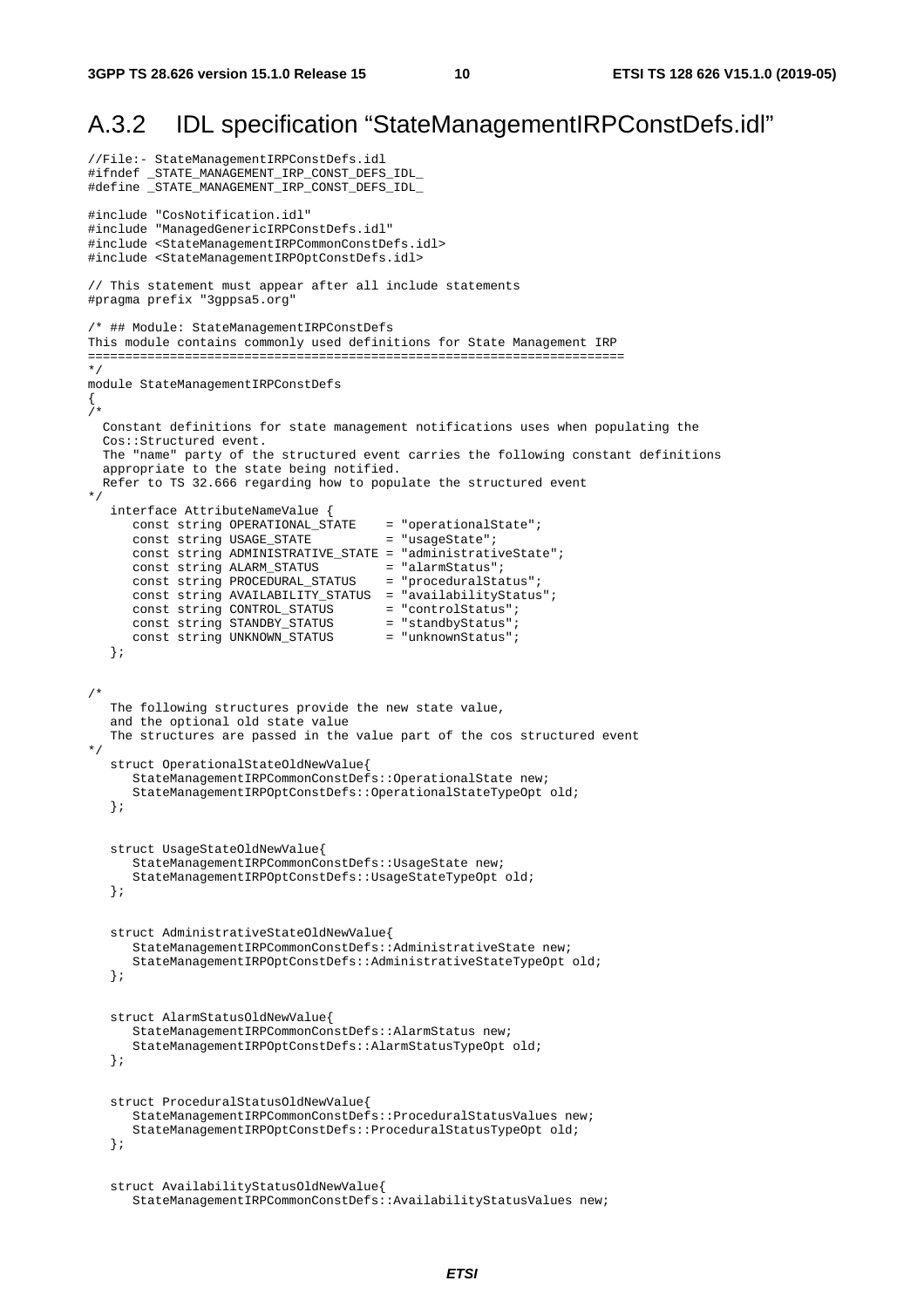## A.3.2 IDL specification "StateManagementIRPConstDefs.idl"

```
//File:- StateManagementIRPConstDefs.idl
#ifndef _STATE_MANAGEMENT_IRP_CONST_DEFS_IDL_
#define _STATE_MANAGEMENT_IRP_CONST_DEFS_IDL_

#include "CosNotification.idl"
#include "ManagedGenericIRPConstDefs.idl"
#include <StateManagementIRPCommonConstDefs.idl>
#include <StateManagementIRPOptConstDefs.idl>

// This statement must appear after all include statements
#pragma prefix "3gppsa5.org"

/* ## Module: StateManagementIRPConstDefs
This module contains commonly used definitions for State Management IRP
=======================================================================
*/
module StateManagementIRPConstDefs
{
/*
  Constant definitions for state management notifications uses when populating the
  Cos::Structured event.
  The "name" party of the structured event carries the following constant definitions
  appropriate to the state being notified.
  Refer to TS 32.666 regarding how to populate the structured event
*/
   interface AttributeNameValue {
      const string OPERATIONAL_STATE    = "operationalState";
      const string USAGE_STATE          = "usageState";
      const string ADMINISTRATIVE_STATE = "administrativeState";
      const string ALARM_STATUS         = "alarmStatus";
      const string PROCEDURAL_STATUS    = "proceduralStatus";
      const string AVAILABILITY_STATUS  = "availabilityStatus";
      const string CONTROL_STATUS       = "controlStatus";
      const string STANDBY_STATUS       = "standbyStatus";
      const string UNKNOWN_STATUS       = "unknownStatus";
   };


/*
   The following structures provide the new state value,
   and the optional old state value
   The structures are passed in the value part of the cos structured event
*/
   struct OperationalStateOldNewValue{
      StateManagementIRPCommonConstDefs::OperationalState new;
      StateManagementIRPOptConstDefs::OperationalStateTypeOpt old;
   };


   struct UsageStateOldNewValue{
      StateManagementIRPCommonConstDefs::UsageState new;
      StateManagementIRPOptConstDefs::UsageStateTypeOpt old;
   };


   struct AdministrativeStateOldNewValue{
      StateManagementIRPCommonConstDefs::AdministrativeState new;
      StateManagementIRPOptConstDefs::AdministrativeStateTypeOpt old;
   };


   struct AlarmStatusOldNewValue{
      StateManagementIRPCommonConstDefs::AlarmStatus new;
      StateManagementIRPOptConstDefs::AlarmStatusTypeOpt old;
   };


   struct ProceduralStatusOldNewValue{
      StateManagementIRPCommonConstDefs::ProceduralStatusValues new;
      StateManagementIRPOptConstDefs::ProceduralStatusTypeOpt old;
   };


   struct AvailabilityStatusOldNewValue{
      StateManagementIRPCommonConstDefs::AvailabilityStatusValues new;
```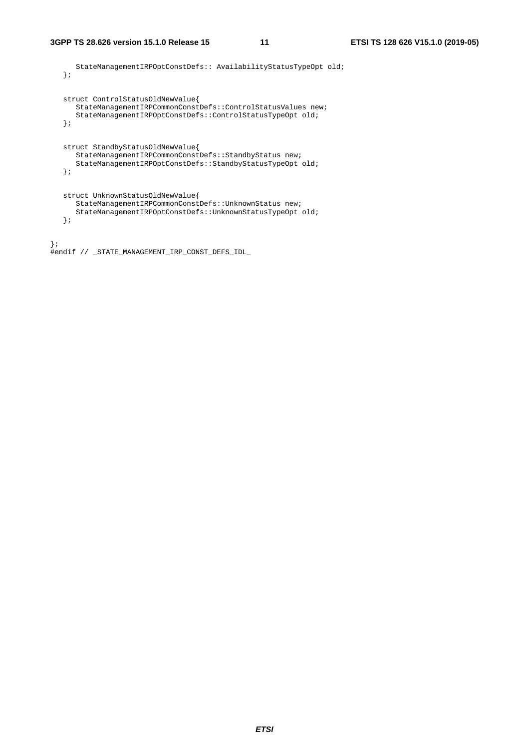```
      StateManagementIRPOptConstDefs:: AvailabilityStatusTypeOpt old;
   };

   struct ControlStatusOldNewValue{
      StateManagementIRPCommonConstDefs::ControlStatusValues new;
      StateManagementIRPOptConstDefs::ControlStatusTypeOpt old;
   };

   struct StandbyStatusOldNewValue{
      StateManagementIRPCommonConstDefs::StandbyStatus new;
      StateManagementIRPOptConstDefs::StandbyStatusTypeOpt old;
   };

   struct UnknownStatusOldNewValue{
      StateManagementIRPCommonConstDefs::UnknownStatus new;
      StateManagementIRPOptConstDefs::UnknownStatusTypeOpt old;
   };

};
#endif // _STATE_MANAGEMENT_IRP_CONST_DEFS_IDL_
```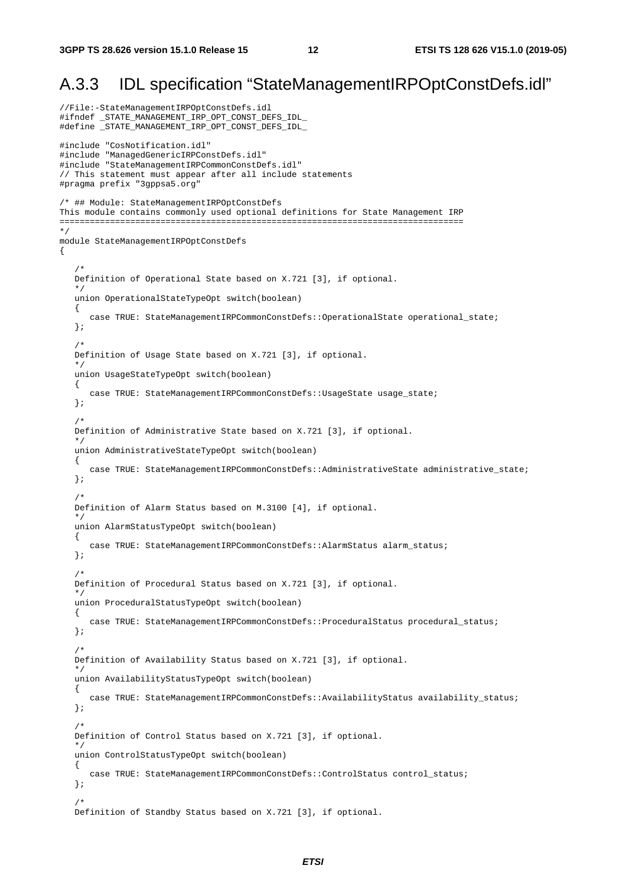## A.3.3 IDL specification "StateManagementIRPOptConstDefs.idl"

```
//File:-StateManagementIRPOptConstDefs.idl
#ifndef _STATE_MANAGEMENT_IRP_OPT_CONST_DEFS_IDL_
#define _STATE_MANAGEMENT_IRP_OPT_CONST_DEFS_IDL_

#include "CosNotification.idl"
#include "ManagedGenericIRPConstDefs.idl"
#include "StateManagementIRPCommonConstDefs.idl"
// This statement must appear after all include statements
#pragma prefix "3gppsa5.org"

/* ## Module: StateManagementIRPOptConstDefs
This module contains commonly used optional definitions for State Management IRP
================================================================================
*/
module StateManagementIRPOptConstDefs
{

   /*
   Definition of Operational State based on X.721 [3], if optional.
   */
   union OperationalStateTypeOpt switch(boolean)
   {
      case TRUE: StateManagementIRPCommonConstDefs::OperationalState operational_state;
   };

   /*
   Definition of Usage State based on X.721 [3], if optional.
   */
   union UsageStateTypeOpt switch(boolean)
   {
      case TRUE: StateManagementIRPCommonConstDefs::UsageState usage_state;
   };

   /*
   Definition of Administrative State based on X.721 [3], if optional.
   */
   union AdministrativeStateTypeOpt switch(boolean)
   {
      case TRUE: StateManagementIRPCommonConstDefs::AdministrativeState administrative_state;
   };

   /*
   Definition of Alarm Status based on M.3100 [4], if optional.
   */
   union AlarmStatusTypeOpt switch(boolean)
   {
      case TRUE: StateManagementIRPCommonConstDefs::AlarmStatus alarm_status;
   };

   /*
   Definition of Procedural Status based on X.721 [3], if optional.
   */
   union ProceduralStatusTypeOpt switch(boolean)
   {
      case TRUE: StateManagementIRPCommonConstDefs::ProceduralStatus procedural_status;
   };

   /*
   Definition of Availability Status based on X.721 [3], if optional.
   */
   union AvailabilityStatusTypeOpt switch(boolean)
   {
      case TRUE: StateManagementIRPCommonConstDefs::AvailabilityStatus availability_status;
   };

   /*
   Definition of Control Status based on X.721 [3], if optional.
   */
   union ControlStatusTypeOpt switch(boolean)
   {
      case TRUE: StateManagementIRPCommonConstDefs::ControlStatus control_status;
   };

   /*
   Definition of Standby Status based on X.721 [3], if optional.
```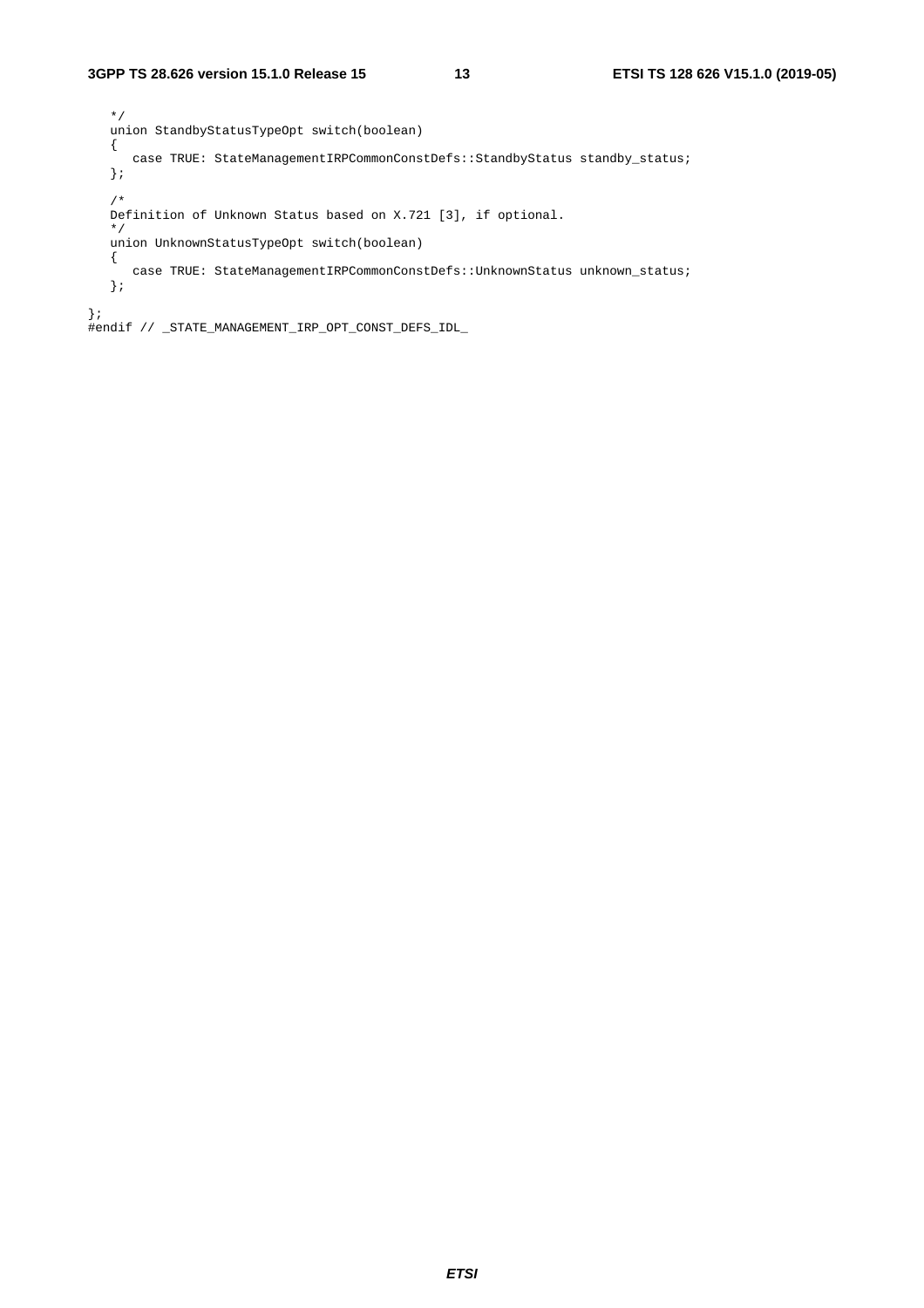```
   */
   union StandbyStatusTypeOpt switch(boolean)
   {
      case TRUE: StateManagementIRPCommonConstDefs::StandbyStatus standby_status;
   };

   /*
   Definition of Unknown Status based on X.721 [3], if optional.
   */
   union UnknownStatusTypeOpt switch(boolean)
   {
      case TRUE: StateManagementIRPCommonConstDefs::UnknownStatus unknown_status;
   };

};
#endif // _STATE_MANAGEMENT_IRP_OPT_CONST_DEFS_IDL_
```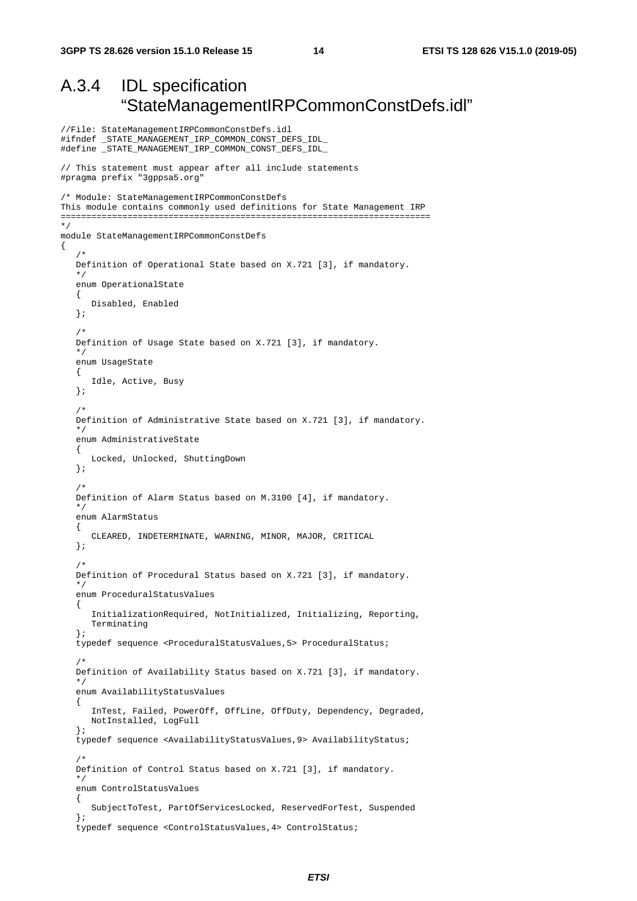## A.3.4 IDL specification "StateManagementIRPCommonConstDefs.idl"

```
//File: StateManagementIRPCommonConstDefs.idl
#ifndef _STATE_MANAGEMENT_IRP_COMMON_CONST_DEFS_IDL_
#define _STATE_MANAGEMENT_IRP_COMMON_CONST_DEFS_IDL_

// This statement must appear after all include statements
#pragma prefix "3gppsa5.org"

/* Module: StateManagementIRPCommonConstDefs
This module contains commonly used definitions for State Management IRP
=========================================================================
*/
module StateManagementIRPCommonConstDefs
{
   /*
   Definition of Operational State based on X.721 [3], if mandatory.
   */
   enum OperationalState
   {
      Disabled, Enabled
   };

   /*
   Definition of Usage State based on X.721 [3], if mandatory.
   */
   enum UsageState
   {
      Idle, Active, Busy
   };

   /*
   Definition of Administrative State based on X.721 [3], if mandatory.
   */
   enum AdministrativeState
   {
      Locked, Unlocked, ShuttingDown
   };

   /*
   Definition of Alarm Status based on M.3100 [4], if mandatory.
   */
   enum AlarmStatus
   {
      CLEARED, INDETERMINATE, WARNING, MINOR, MAJOR, CRITICAL
   };

   /*
   Definition of Procedural Status based on X.721 [3], if mandatory.
   */
   enum ProceduralStatusValues
   {
      InitializationRequired, NotInitialized, Initializing, Reporting,
      Terminating
   };
   typedef sequence <ProceduralStatusValues,5> ProceduralStatus;

   /*
   Definition of Availability Status based on X.721 [3], if mandatory.
   */
   enum AvailabilityStatusValues
   {
      InTest, Failed, PowerOff, OffLine, OffDuty, Dependency, Degraded,
      NotInstalled, LogFull
   };
   typedef sequence <AvailabilityStatusValues,9> AvailabilityStatus;

   /*
   Definition of Control Status based on X.721 [3], if mandatory.
   */
   enum ControlStatusValues
   {
      SubjectToTest, PartOfServicesLocked, ReservedForTest, Suspended
   };
   typedef sequence <ControlStatusValues,4> ControlStatus;
```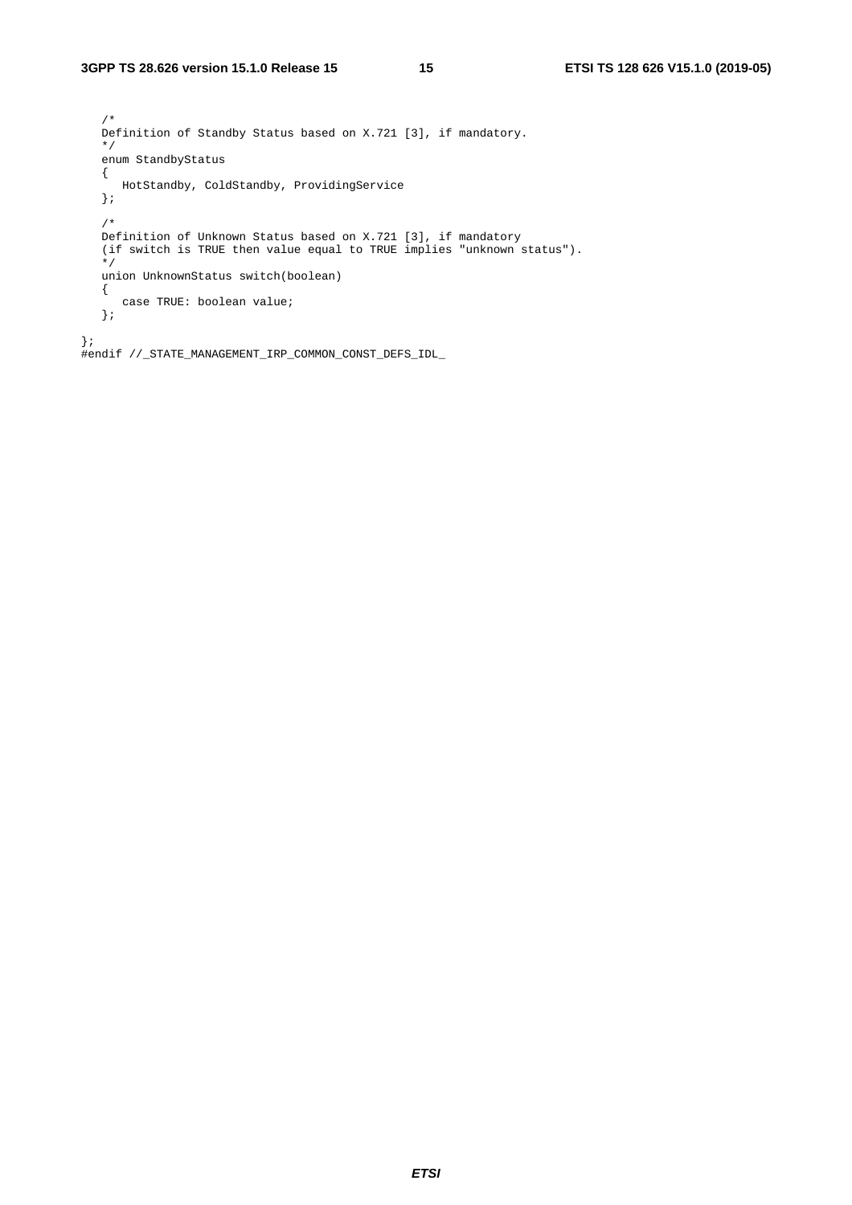```
   /*
   Definition of Standby Status based on X.721 [3], if mandatory.
   */
   enum StandbyStatus
   {
      HotStandby, ColdStandby, ProvidingService
   };

   /*
   Definition of Unknown Status based on X.721 [3], if mandatory
   (if switch is TRUE then value equal to TRUE implies "unknown status").
   */
   union UnknownStatus switch(boolean)
   {
      case TRUE: boolean value;
   };

};
#endif //_STATE_MANAGEMENT_IRP_COMMON_CONST_DEFS_IDL_
```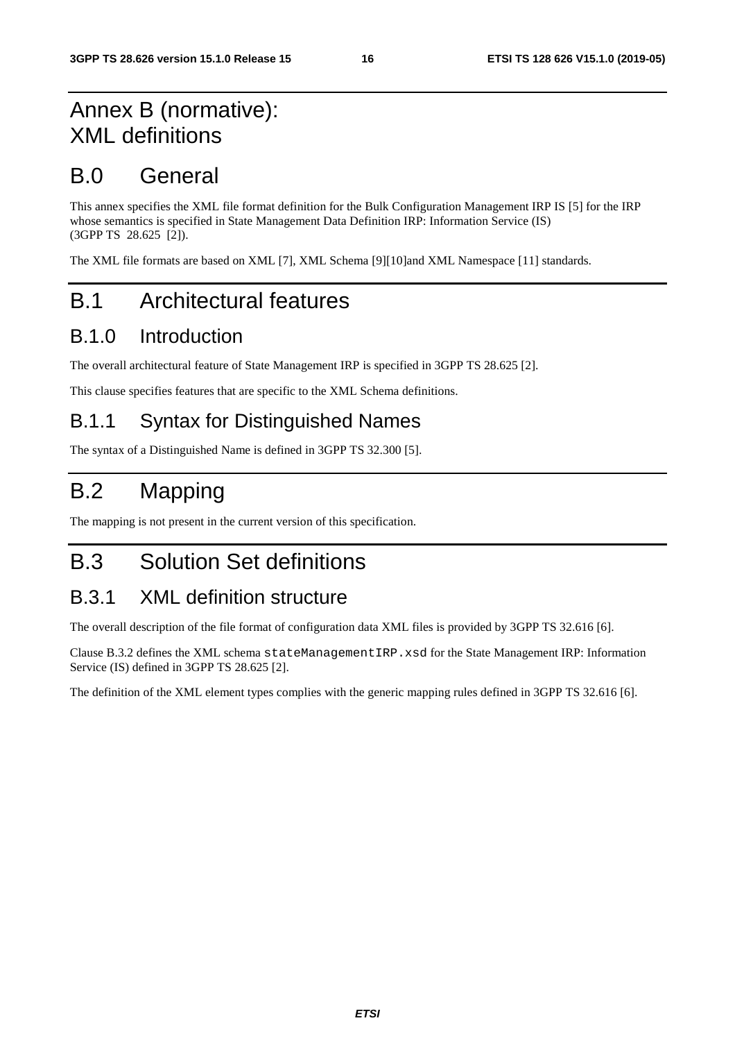# Annex B (normative): XML definitions

# B.0 General

This annex specifies the XML file format definition for the Bulk Configuration Management IRP IS [5] for the IRP whose semantics is specified in State Management Data Definition IRP: Information Service (IS) (3GPP TS 28.625 [2]).

The XML file formats are based on XML [7], XML Schema [9][10]and XML Namespace [11] standards.

# B.1 Architectural features

## B.1.0 Introduction

The overall architectural feature of State Management IRP is specified in 3GPP TS 28.625 [2].

This clause specifies features that are specific to the XML Schema definitions.

## B.1.1 Syntax for Distinguished Names

The syntax of a Distinguished Name is defined in 3GPP TS 32.300 [5].

# B.2 Mapping

The mapping is not present in the current version of this specification.

# B.3 Solution Set definitions

## B.3.1 XML definition structure

The overall description of the file format of configuration data XML files is provided by 3GPP TS 32.616 [6].

Clause B.3.2 defines the XML schema `stateManagementIRP.xsd` for the State Management IRP: Information Service (IS) defined in 3GPP TS 28.625 [2].

The definition of the XML element types complies with the generic mapping rules defined in 3GPP TS 32.616 [6].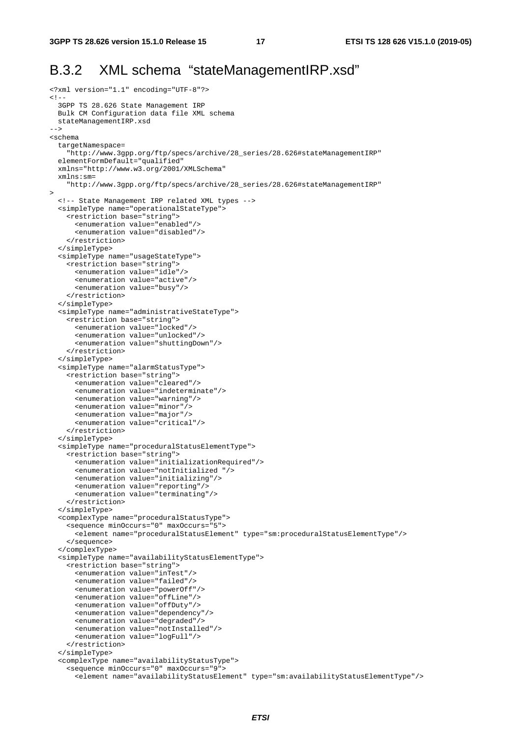## B.3.2 XML schema "stateManagementIRP.xsd"

```
<?xml version="1.1" encoding="UTF-8"?>
<!--
  3GPP TS 28.626 State Management IRP
  Bulk CM Configuration data file XML schema
  stateManagementIRP.xsd
-->
<schema
  targetNamespace=
    "http://www.3gpp.org/ftp/specs/archive/28_series/28.626#stateManagementIRP"
  elementFormDefault="qualified"
  xmlns="http://www.w3.org/2001/XMLSchema"
  xmlns:sm=
    "http://www.3gpp.org/ftp/specs/archive/28_series/28.626#stateManagementIRP"
>
  <!-- State Management IRP related XML types -->
  <simpleType name="operationalStateType">
    <restriction base="string">
      <enumeration value="enabled"/>
      <enumeration value="disabled"/>
    </restriction>
  </simpleType>
  <simpleType name="usageStateType">
    <restriction base="string">
      <enumeration value="idle"/>
      <enumeration value="active"/>
      <enumeration value="busy"/>
    </restriction>
  </simpleType>
  <simpleType name="administrativeStateType">
    <restriction base="string">
      <enumeration value="locked"/>
      <enumeration value="unlocked"/>
      <enumeration value="shuttingDown"/>
    </restriction>
  </simpleType>
  <simpleType name="alarmStatusType">
    <restriction base="string">
      <enumeration value="cleared"/>
      <enumeration value="indeterminate"/>
      <enumeration value="warning"/>
      <enumeration value="minor"/>
      <enumeration value="major"/>
      <enumeration value="critical"/>
    </restriction>
  </simpleType>
  <simpleType name="proceduralStatusElementType">
    <restriction base="string">
      <enumeration value="initializationRequired"/>
      <enumeration value="notInitialized "/>
      <enumeration value="initializing"/>
      <enumeration value="reporting"/>
      <enumeration value="terminating"/>
    </restriction>
  </simpleType>
  <complexType name="proceduralStatusType">
    <sequence minOccurs="0" maxOccurs="5">
      <element name="proceduralStatusElement" type="sm:proceduralStatusElementType"/>
    </sequence>
  </complexType>
  <simpleType name="availabilityStatusElementType">
    <restriction base="string">
      <enumeration value="inTest"/>
      <enumeration value="failed"/>
      <enumeration value="powerOff"/>
      <enumeration value="offLine"/>
      <enumeration value="offDuty"/>
      <enumeration value="dependency"/>
      <enumeration value="degraded"/>
      <enumeration value="notInstalled"/>
      <enumeration value="logFull"/>
    </restriction>
  </simpleType>
  <complexType name="availabilityStatusType">
    <sequence minOccurs="0" maxOccurs="9">
      <element name="availabilityStatusElement" type="sm:availabilityStatusElementType"/>
```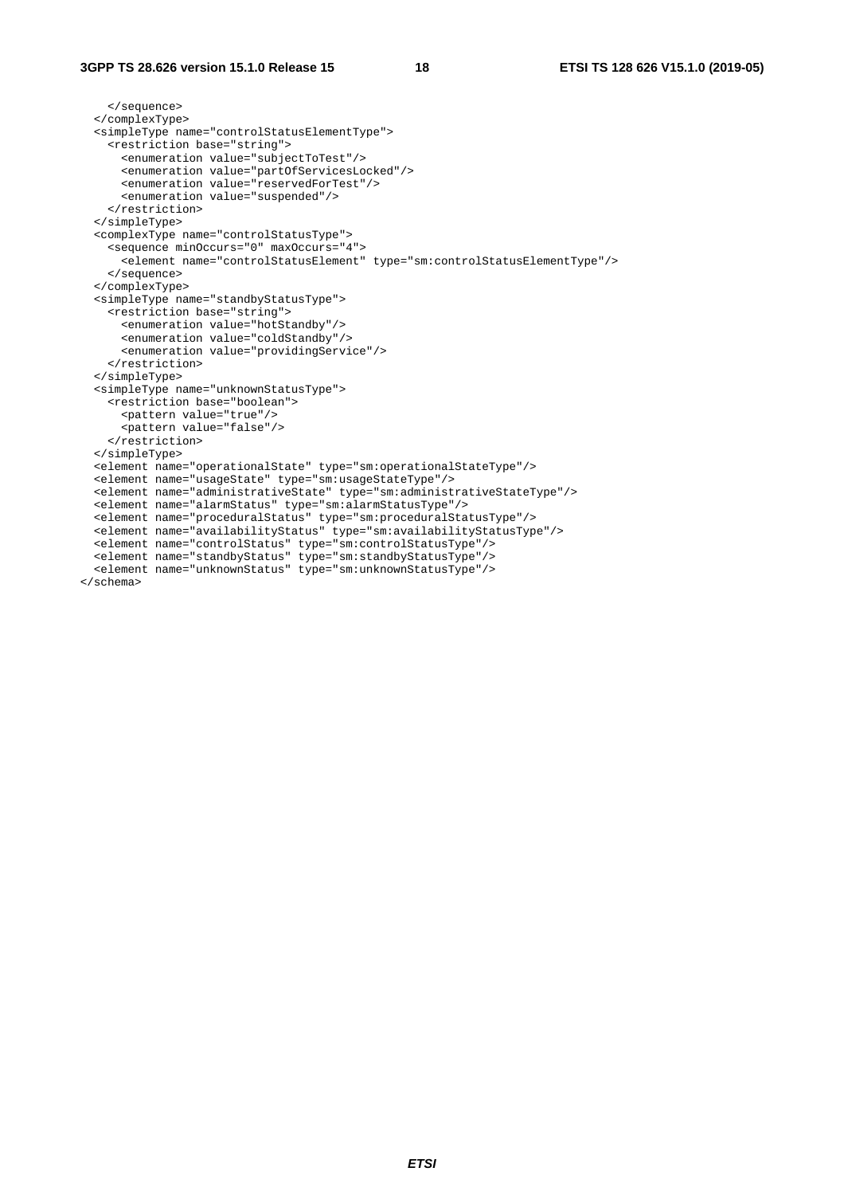```
    </sequence>
  </complexType>
  <simpleType name="controlStatusElementType">
    <restriction base="string">
      <enumeration value="subjectToTest"/>
      <enumeration value="partOfServicesLocked"/>
      <enumeration value="reservedForTest"/>
      <enumeration value="suspended"/>
    </restriction>
  </simpleType>
  <complexType name="controlStatusType">
    <sequence minOccurs="0" maxOccurs="4">
      <element name="controlStatusElement" type="sm:controlStatusElementType"/>
    </sequence>
  </complexType>
  <simpleType name="standbyStatusType">
    <restriction base="string">
      <enumeration value="hotStandby"/>
      <enumeration value="coldStandby"/>
      <enumeration value="providingService"/>
    </restriction>
  </simpleType>
  <simpleType name="unknownStatusType">
    <restriction base="boolean">
      <pattern value="true"/>
      <pattern value="false"/>
    </restriction>
  </simpleType>
  <element name="operationalState" type="sm:operationalStateType"/>
  <element name="usageState" type="sm:usageStateType"/>
  <element name="administrativeState" type="sm:administrativeStateType"/>
  <element name="alarmStatus" type="sm:alarmStatusType"/>
  <element name="proceduralStatus" type="sm:proceduralStatusType"/>
  <element name="availabilityStatus" type="sm:availabilityStatusType"/>
  <element name="controlStatus" type="sm:controlStatusType"/>
  <element name="standbyStatus" type="sm:standbyStatusType"/>
  <element name="unknownStatus" type="sm:unknownStatusType"/>
</schema>
```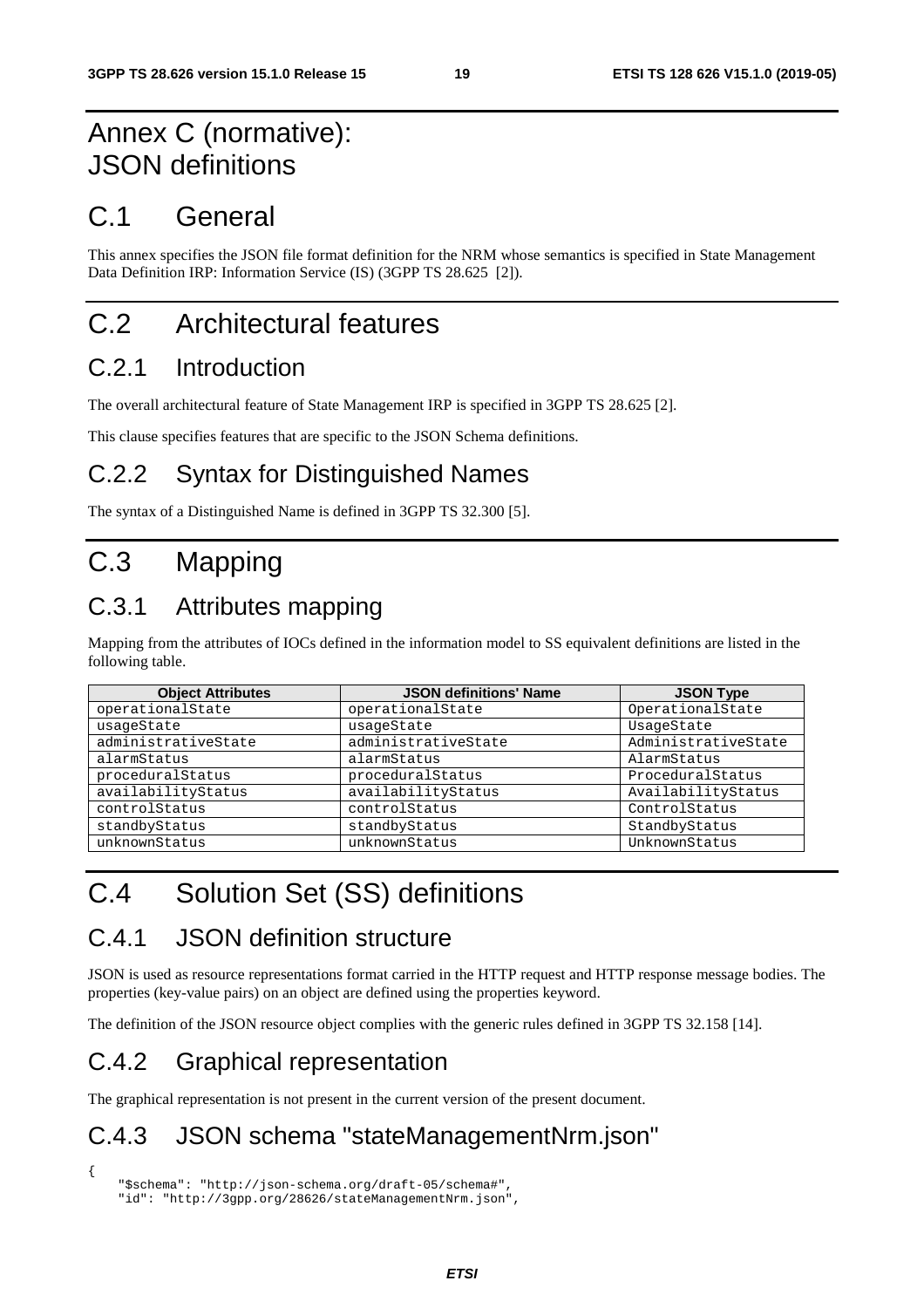# Annex C (normative): JSON definitions

# C.1 General

This annex specifies the JSON file format definition for the NRM whose semantics is specified in State Management Data Definition IRP: Information Service (IS) (3GPP TS 28.625 [2]).

# C.2 Architectural features

## C.2.1 Introduction

The overall architectural feature of State Management IRP is specified in 3GPP TS 28.625 [2].

This clause specifies features that are specific to the JSON Schema definitions.

## C.2.2 Syntax for Distinguished Names

The syntax of a Distinguished Name is defined in 3GPP TS 32.300 [5].

# C.3 Mapping

## C.3.1 Attributes mapping

Mapping from the attributes of IOCs defined in the information model to SS equivalent definitions are listed in the following table.

| Object Attributes | JSON definitions' Name | JSON Type |
|---|---|---|
| operationalState | operationalState | OperationalState |
| usageState | usageState | UsageState |
| administrativeState | administrativeState | AdministrativeState |
| alarmStatus | alarmStatus | AlarmStatus |
| proceduralStatus | proceduralStatus | ProceduralStatus |
| availabilityStatus | availabilityStatus | AvailabilityStatus |
| controlStatus | controlStatus | ControlStatus |
| standbyStatus | standbyStatus | StandbyStatus |
| unknownStatus | unknownStatus | UnknownStatus |

# C.4 Solution Set (SS) definitions

## C.4.1 JSON definition structure

JSON is used as resource representations format carried in the HTTP request and HTTP response message bodies. The properties (key-value pairs) on an object are defined using the properties keyword.

The definition of the JSON resource object complies with the generic rules defined in 3GPP TS 32.158 [14].

## C.4.2 Graphical representation

The graphical representation is not present in the current version of the present document.

## C.4.3 JSON schema "stateManagementNrm.json"

```
{
    "$schema": "http://json-schema.org/draft-05/schema#",
    "id": "http://3gpp.org/28626/stateManagementNrm.json",
```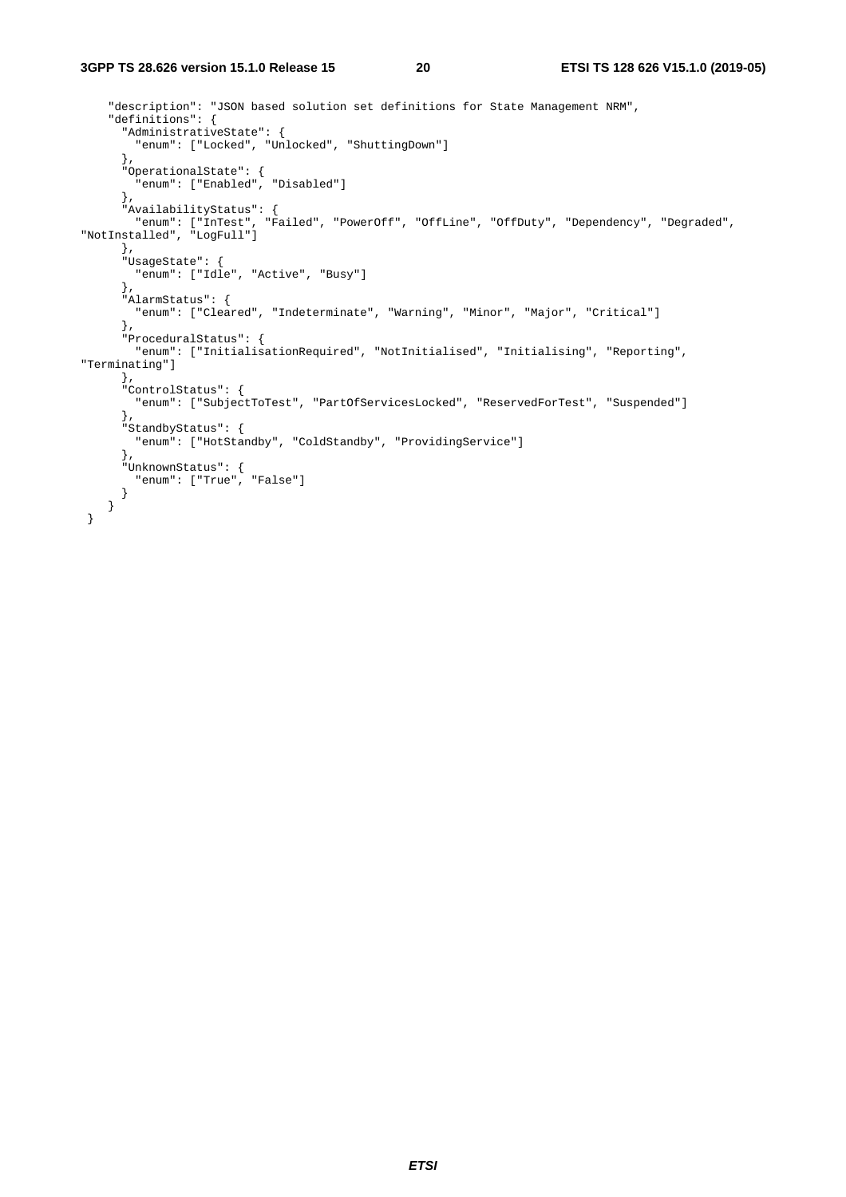```
    "description": "JSON based solution set definitions for State Management NRM",
    "definitions": {
      "AdministrativeState": {
        "enum": ["Locked", "Unlocked", "ShuttingDown"]
      },
      "OperationalState": {
        "enum": ["Enabled", "Disabled"]
      },
      "AvailabilityStatus": {
        "enum": ["InTest", "Failed", "PowerOff", "OffLine", "OffDuty", "Dependency", "Degraded",
"NotInstalled", "LogFull"]
      },
      "UsageState": {
        "enum": ["Idle", "Active", "Busy"]
      },
      "AlarmStatus": {
        "enum": ["Cleared", "Indeterminate", "Warning", "Minor", "Major", "Critical"]
      },
      "ProceduralStatus": {
        "enum": ["InitialisationRequired", "NotInitialised", "Initialising", "Reporting",
"Terminating"]
      },
      "ControlStatus": {
        "enum": ["SubjectToTest", "PartOfServicesLocked", "ReservedForTest", "Suspended"]
      },
      "StandbyStatus": {
        "enum": ["HotStandby", "ColdStandby", "ProvidingService"]
      },
      "UnknownStatus": {
        "enum": ["True", "False"]
      }
    }
 }
```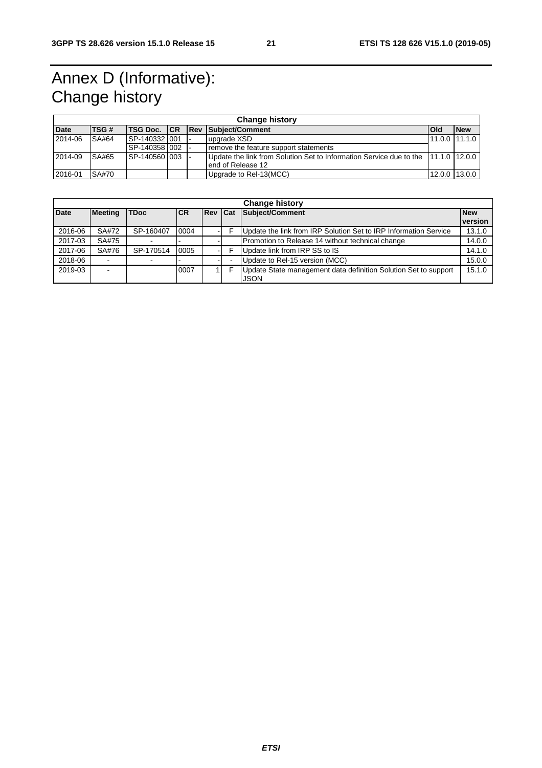# Annex D (Informative): Change history

| Change history | | | | | | | |
|---|---|---|---|---|---|---|---|
| **Date** | **TSG #** | **TSG Doc.** | **CR** | **Rev** | **Subject/Comment** | **Old** | **New** |
| 2014-06 | SA#64 | SP-140332 | 001 | - | upgrade XSD | 11.0.0 | 11.1.0 |
| | | SP-140358 | 002 | - | remove the feature support statements | | |
| 2014-09 | SA#65 | SP-140560 | 003 | - | Update the link from Solution Set to Information Service due to the end of Release 12 | 11.1.0 | 12.0.0 |
| 2016-01 | SA#70 | | | | Upgrade to Rel-13(MCC) | 12.0.0 | 13.0.0 |

| Change history | | | | | | | |
|---|---|---|---|---|---|---|---|
| **Date** | **Meeting** | **TDoc** | **CR** | **Rev** | **Cat** | **Subject/Comment** | **New version** |
| 2016-06 | SA#72 | SP-160407 | 0004 | - | F | Update the link from IRP Solution Set to IRP Information Service | 13.1.0 |
| 2017-03 | SA#75 | - | - | - | | Promotion to Release 14 without technical change | 14.0.0 |
| 2017-06 | SA#76 | SP-170514 | 0005 | - | F | Update link from IRP SS to IS | 14.1.0 |
| 2018-06 | - | - | - | - | - | Update to Rel-15 version (MCC) | 15.0.0 |
| 2019-03 | - | | 0007 | 1 | F | Update State management data definition Solution Set to support JSON | 15.1.0 |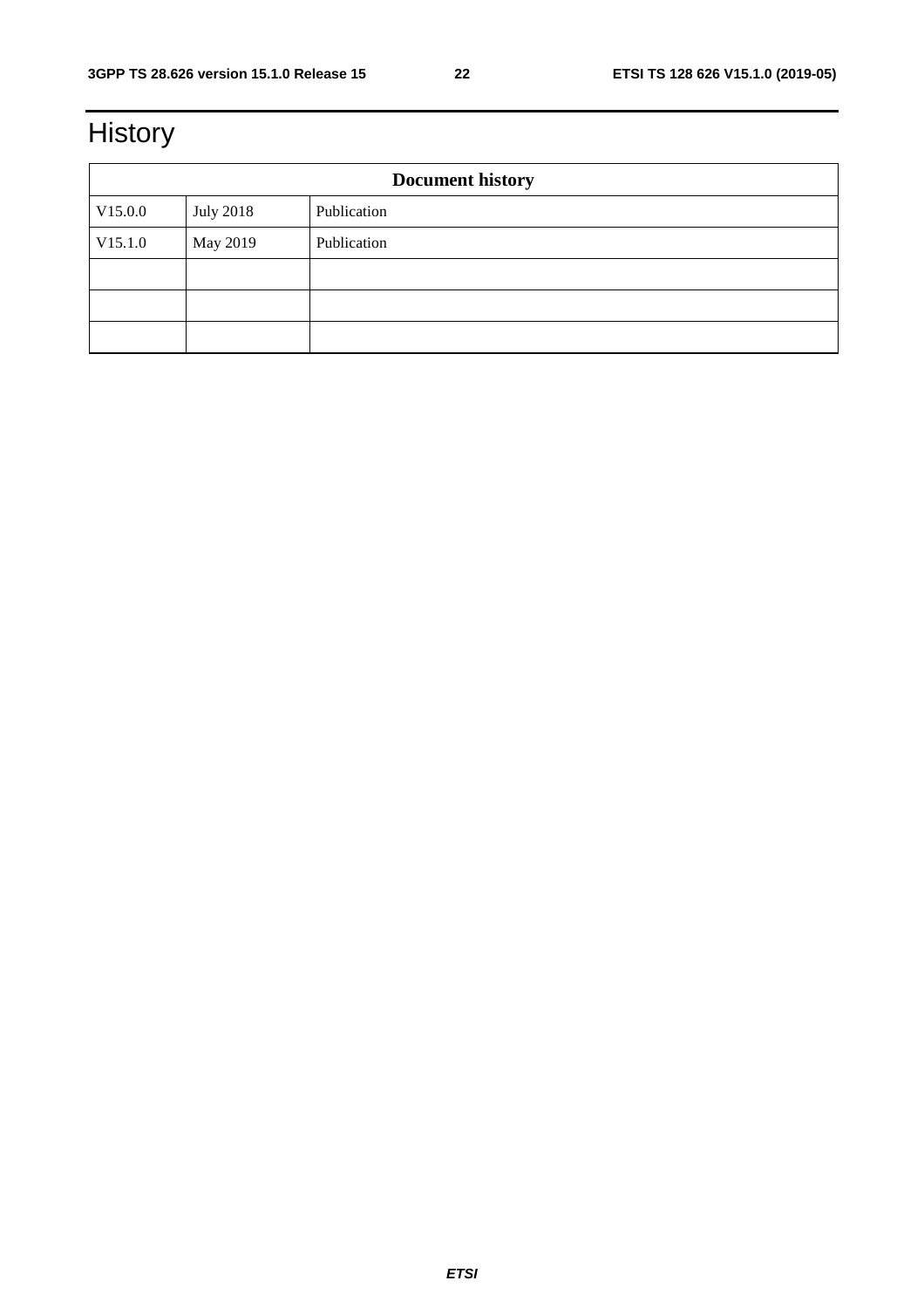# History

| Document history | | |
|---|---|---|
| V15.0.0 | July 2018 | Publication |
| V15.1.0 | May 2019 | Publication |
| | | |
| | | |
| | | |